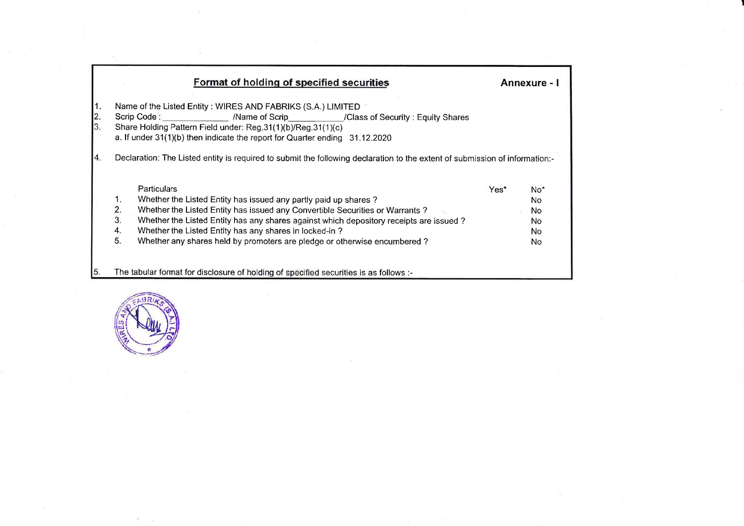## Format of holding of specified securities

**Annexure - I**

1. Name of the Listed Entity : WIRES AND FABRIKS (S.A.) LIMITED
2. Scrip Code : ______________ /Name of Scrip____________/Class of Security : Equity Shares
3. Share Holding Pattern Field under: Reg.31(1)(b)/Reg.31(1)(c)
   a. If under 31(1)(b) then indicate the report for Quarter ending 31.12.2020
4. Declaration: The Listed entity is required to submit the following declaration to the extent of submission of information:-

| | Particulars | Yes* | No* |
|---|---|---|---|
| 1. | Whether the Listed Entity has issued any partly paid up shares ? | | No |
| 2. | Whether the Listed Entity has issued any Convertible Securities or Warrants ? | | No |
| 3. | Whether the Listed Entity has any shares against which depository receipts are issued ? | | No |
| 4. | Whether the Listed Entity has any shares in locked-in ? | | No |
| 5. | Whether any shares held by promoters are pledge or otherwise encumbered ? | | No |

5. The tabular format for disclosure of holding of specified securities is as follows :-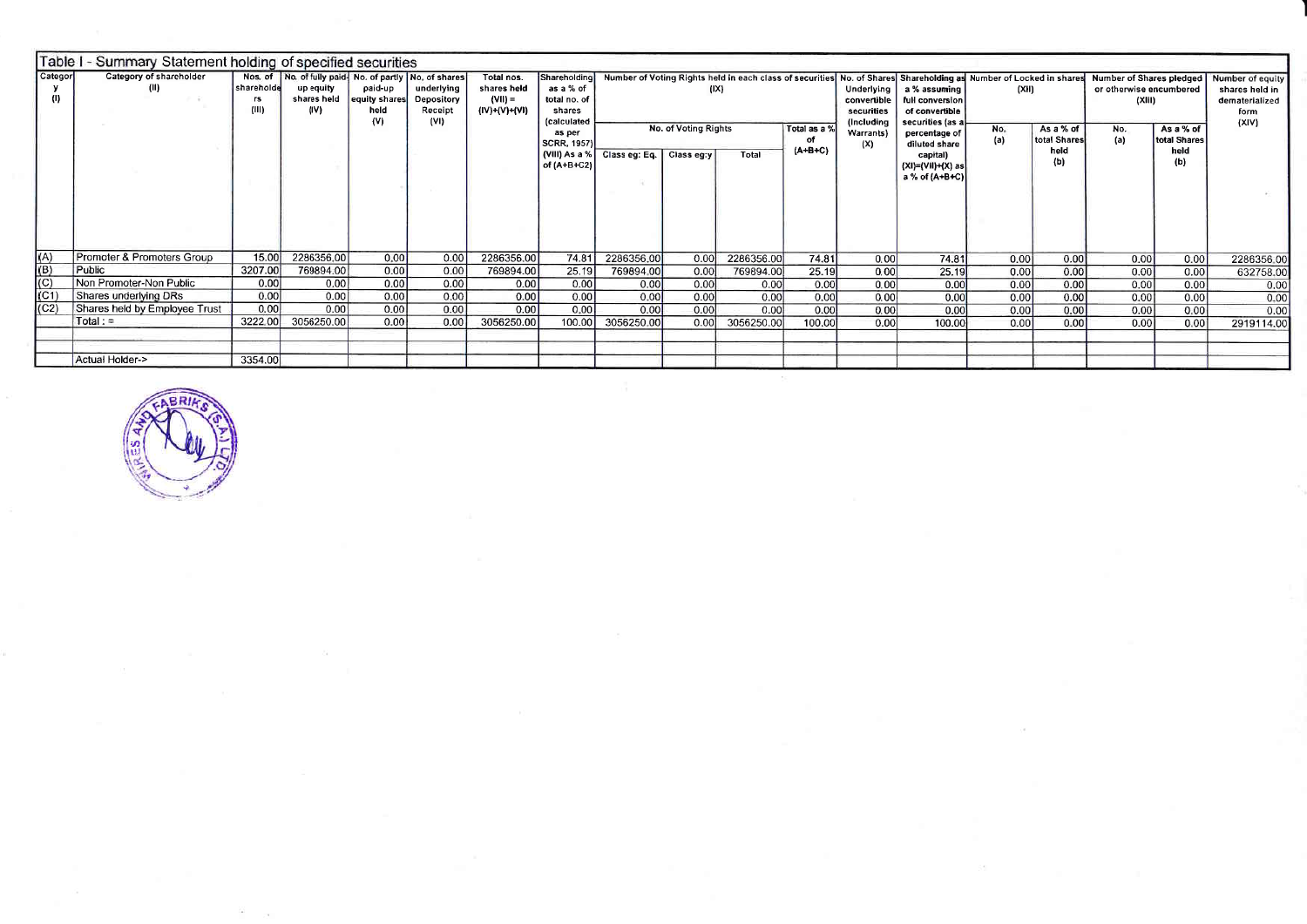# Table I - Summary Statement holding of specified securities

| Category (I) | Category of shareholder (II) | Nos. of shareholders (III) | No. of fully paid-up equity shares held (IV) | No. of partly paid-up equity shares held (V) | No. of shares underlying Depository Receipt (VI) | Total nos. shares held (VII) = (IV)+(V)+(VI) | Shareholding as a % of total no. of shares (calculated as per SCRR, 1957) (VIII) As a % of (A+B+C2) | Number of Voting Rights held in each class of securities (IX) | | | | No. of Shares Underlying convertible securities (Including Warrants) (X) | Shareholding as a % assuming full conversion of convertible securities (as a percentage of diluted share capital) (XI)=(VII)+(X) as a % of (A+B+C) | Number of Locked in shares (XII) | | Number of Shares pledged or otherwise encumbered (XIII) | | Number of equity shares held in dematerialized form (XIV) |
|---|---|---|---|---|---|---|---|---|---|---|---|---|---|---|---|---|---|---|
| | | | | | | | | No. of Voting Rights | | | Total as a % of (A+B+C) | | | No. (a) | As a % of total Shares held (b) | No. (a) | As a % of total Shares held (b) | |
| | | | | | | | | Class eg: Eq. | Class eg:y | Total | | | | | | | | |
| (A) | Promoter & Promoters Group | 15.00 | 2286356.00 | 0.00 | 0.00 | 2286356.00 | 74.81 | 2286356.00 | 0.00 | 2286356.00 | 74.81 | 0.00 | 74.81 | 0.00 | 0.00 | 0.00 | 0.00 | 2286356.00 |
| (B) | Public | 3207.00 | 769894.00 | 0.00 | 0.00 | 769894.00 | 25.19 | 769894.00 | 0.00 | 769894.00 | 25.19 | 0.00 | 25.19 | 0.00 | 0.00 | 0.00 | 0.00 | 632758.00 |
| (C) | Non Promoter-Non Public | 0.00 | 0.00 | 0.00 | 0.00 | 0.00 | 0.00 | 0.00 | 0.00 | 0.00 | 0.00 | 0.00 | 0.00 | 0.00 | 0.00 | 0.00 | 0.00 | 0.00 |
| (C1) | Shares underlying DRs | 0.00 | 0.00 | 0.00 | 0.00 | 0.00 | 0.00 | 0.00 | 0.00 | 0.00 | 0.00 | 0.00 | 0.00 | 0.00 | 0.00 | 0.00 | 0.00 | 0.00 |
| (C2) | Shares held by Employee Trust | 0.00 | 0.00 | 0.00 | 0.00 | 0.00 | 0.00 | 0.00 | 0.00 | 0.00 | 0.00 | 0.00 | 0.00 | 0.00 | 0.00 | 0.00 | 0.00 | 0.00 |
| | Total : = | 3222.00 | 3056250.00 | 0.00 | 0.00 | 3056250.00 | 100.00 | 3056250.00 | 0.00 | 3056250.00 | 100.00 | 0.00 | 100.00 | 0.00 | 0.00 | 0.00 | 0.00 | 2919114.00 |
| | | | | | | | | | | | | | | | | | | |
| | | | | | | | | | | | | | | | | | | |
| | Actual Holder-> | 3354.00 | | | | | | | | | | | | | | | | |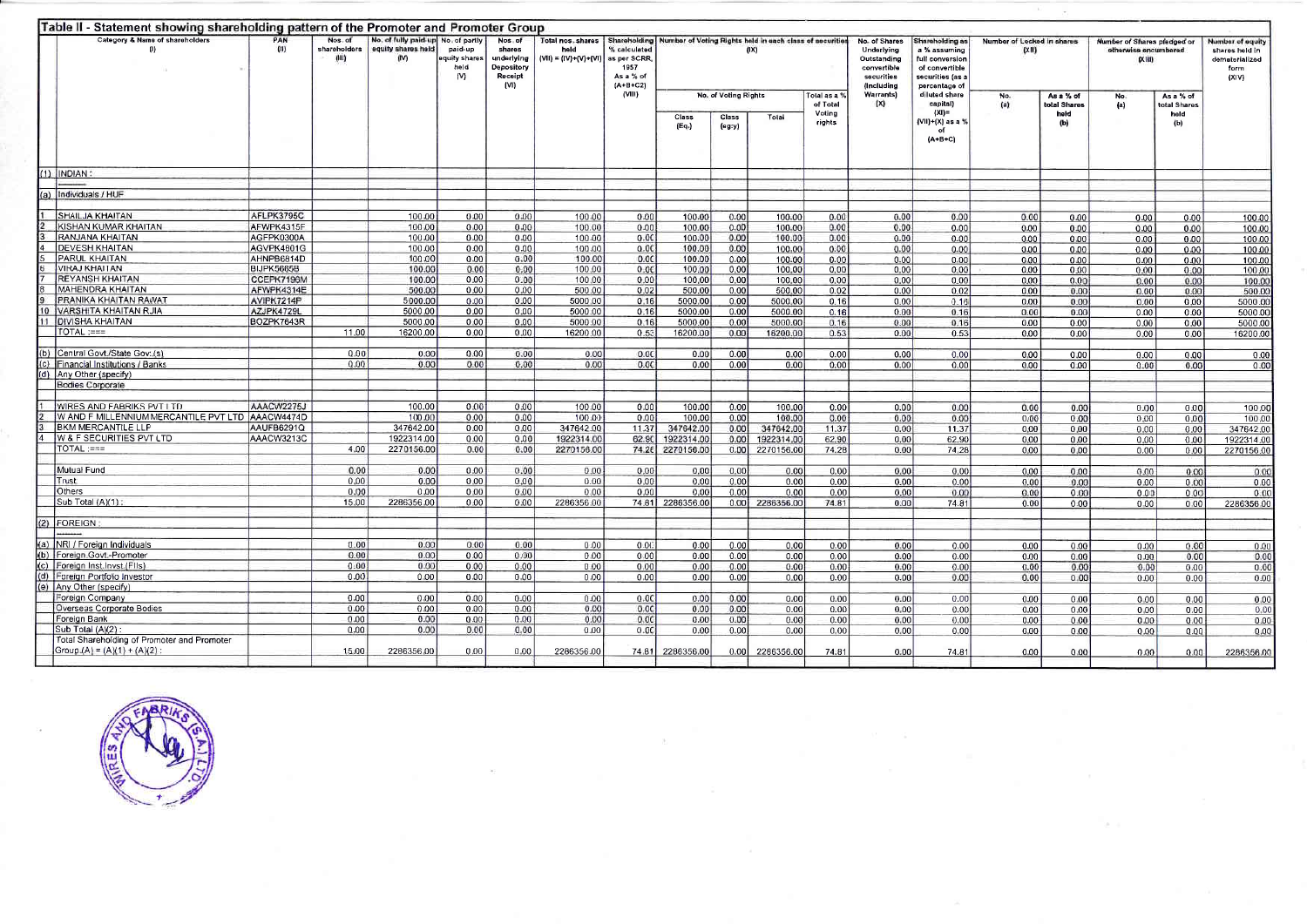## Table II - Statement showing shareholding pattern of the Promoter and Promoter Group

| | Category & Name of shareholders (I) | PAN (II) | Nos. of shareholders (III) | No. of fully paid-up equity shares held (IV) | No. of partly paid-up equity shares held (V) | Nos. of shares underlying Depository Receipt (VI) | Total nos. shares held (VII) = (IV)+(V)+(VI) | Shareholding % calculated as per SCRR, 1957 As a % of (A+B+C2) (VIII) | Number of Voting Rights held in each class of securities (IX) | | | | No. of Shares Underlying Outstanding convertible securities (including Warrants) (X) | Shareholding as a % assuming full conversion of convertible securities (as a percentage of diluted share capital) (XI)= (VII)+(X) as a % of (A+B+C) | Number of Locked in shares (XII) | | Number of Shares pledged or otherwise encumbered (XIII) | | Number of equity shares held in dematerialized form (XIV) |
|---|---|---|---|---|---|---|---|---|---|---|---|---|---|---|---|---|---|---|---|
| | | | | | | | | | No. of Voting Rights | | | Total as a % of Total Voting rights | | | No. (a) | As a % of total Shares held (b) | No. (a) | As a % of total Shares held (b) | |
| | | | | | | | | | Class (Eq.) | Class (eg:y) | Total | | | | | | | | |
| (1) | INDIAN : | | | | | | | | | | | | | | | | | | |
| (a) | Individuals / HUF | | | | | | | | | | | | | | | | | | |
| 1 | SHAILJA KHAITAN | AFLPK3795C | | 100.00 | 0.00 | 0.00 | 100.00 | 0.00 | 100.00 | 0.00 | 100.00 | 0.00 | 0.00 | 0.00 | 0.00 | 0.00 | 0.00 | 0.00 | 100.00 |
| 2 | KISHAN KUMAR KHAITAN | AFWPK4315F | | 100.00 | 0.00 | 0.00 | 100.00 | 0.00 | 100.00 | 0.00 | 100.00 | 0.00 | 0.00 | 0.00 | 0.00 | 0.00 | 0.00 | 0.00 | 100.00 |
| 3 | RANJANA KHAITAN | AGFPK0300A | | 100.00 | 0.00 | 0.00 | 100.00 | 0.00 | 100.00 | 0.00 | 100.00 | 0.00 | 0.00 | 0.00 | 0.00 | 0.00 | 0.00 | 0.00 | 100.00 |
| 4 | DEVESH KHAITAN | AGVPK4801G | | 100.00 | 0.00 | 0.00 | 100.00 | 0.00 | 100.00 | 0.00 | 100.00 | 0.00 | 0.00 | 0.00 | 0.00 | 0.00 | 0.00 | 0.00 | 100.00 |
| 5 | PARUL KHAITAN | AHNPB6814D | | 100.00 | 0.00 | 0.00 | 100.00 | 0.00 | 100.00 | 0.00 | 100.00 | 0.00 | 0.00 | 0.00 | 0.00 | 0.00 | 0.00 | 0.00 | 100.00 |
| 6 | VIRAJ KHAITAN | BIJPK5665B | | 100.00 | 0.00 | 0.00 | 100.00 | 0.00 | 100.00 | 0.00 | 100.00 | 0.00 | 0.00 | 0.00 | 0.00 | 0.00 | 0.00 | 0.00 | 100.00 |
| 7 | REYANSH KHAITAN | CCEPK7196M | | 100.00 | 0.00 | 0.00 | 100.00 | 0.00 | 100.00 | 0.00 | 100.00 | 0.00 | 0.00 | 0.00 | 0.00 | 0.00 | 0.00 | 0.00 | 100.00 |
| 8 | MAHENDRA KHAITAN | AFWPK4314E | | 500.00 | 0.00 | 0.00 | 500.00 | 0.02 | 500.00 | 0.00 | 500.00 | 0.02 | 0.00 | 0.02 | 0.00 | 0.00 | 0.00 | 0.00 | 500.00 |
| 9 | PRANIKA KHAITAN RAWAT | AVIPK7214P | | 5000.00 | 0.00 | 0.00 | 5000.00 | 0.16 | 5000.00 | 0.00 | 5000.00 | 0.16 | 0.00 | 0.16 | 0.00 | 0.00 | 0.00 | 0.00 | 5000.00 |
| 10 | VARSHITA KHAITAN RJIA | AZJPK4729L | | 5000.00 | 0.00 | 0.00 | 5000.00 | 0.16 | 5000.00 | 0.00 | 5000.00 | 0.16 | 0.00 | 0.16 | 0.00 | 0.00 | 0.00 | 0.00 | 5000.00 |
| 11 | DIVISHA KHAITAN | BOZPK7643R | | 5000.00 | 0.00 | 0.00 | 5000.00 | 0.16 | 5000.00 | 0.00 | 5000.00 | 0.16 | 0.00 | 0.16 | 0.00 | 0.00 | 0.00 | 0.00 | 5000.00 |
| | TOTAL :=== | | 11.00 | 16200.00 | 0.00 | 0.00 | 16200.00 | 0.53 | 16200.00 | 0.00 | 16200.00 | 0.53 | 0.00 | 0.53 | 0.00 | 0.00 | 0.00 | 0.00 | 16200.00 |
| (b) | Central Govt./State Gov.(s) | | 0.00 | 0.00 | 0.00 | 0.00 | 0.00 | 0.00 | 0.00 | 0.00 | 0.00 | 0.00 | 0.00 | 0.00 | 0.00 | 0.00 | 0.00 | 0.00 | 0.00 |
| (c) | Financial Institutions / Banks | | 0.00 | 0.00 | 0.00 | 0.00 | 0.00 | 0.00 | 0.00 | 0.00 | 0.00 | 0.00 | 0.00 | 0.00 | 0.00 | 0.00 | 0.00 | 0.00 | 0.00 |
| (d) | Any Other (specify) | | | | | | | | | | | | | | | | | | |
| | Bodies Corporate | | | | | | | | | | | | | | | | | | |
| 1 | WIRES AND FABRIKS PVT LTD | AAACW2275J | | 100.00 | 0.00 | 0.00 | 100.00 | 0.00 | 100.00 | 0.00 | 100.00 | 0.00 | 0.00 | 0.00 | 0.00 | 0.00 | 0.00 | 0.00 | 100.00 |
| 2 | W AND F MILLENNIUM MERCANTILE PVT LTD | AAACW4474D | | 100.00 | 0.00 | 0.00 | 100.00 | 0.00 | 100.00 | 0.00 | 100.00 | 0.00 | 0.00 | 0.00 | 0.00 | 0.00 | 0.00 | 0.00 | 100.00 |
| 3 | BKM MERCANTILE LLP | AAUFB6291Q | | 347642.00 | 0.00 | 0.00 | 347642.00 | 11.37 | 347642.00 | 0.00 | 347642.00 | 11.37 | 0.00 | 11.37 | 0.00 | 0.00 | 0.00 | 0.00 | 347642.00 |
| 4 | W & F SECURITIES PVT LTD | AAACW3213C | | 1922314.00 | 0.00 | 0.00 | 1922314.00 | 62.90 | 1922314.00 | 0.00 | 1922314.00 | 62.90 | 0.00 | 62.90 | 0.00 | 0.00 | 0.00 | 0.00 | 1922314.00 |
| | TOTAL :=== | | 4.00 | 2270156.00 | 0.00 | 0.00 | 2270156.00 | 74.28 | 2270156.00 | 0.00 | 2270156.00 | 74.28 | 0.00 | 74.28 | 0.00 | 0.00 | 0.00 | 0.00 | 2270156.00 |
| | Mutual Fund | | 0.00 | 0.00 | 0.00 | 0.00 | 0.00 | 0.00 | 0.00 | 0.00 | 0.00 | 0.00 | 0.00 | 0.00 | 0.00 | 0.00 | 0.00 | 0.00 | 0.00 |
| | Trust | | 0.00 | 0.00 | 0.00 | 0.00 | 0.00 | 0.00 | 0.00 | 0.00 | 0.00 | 0.00 | 0.00 | 0.00 | 0.00 | 0.00 | 0.00 | 0.00 | 0.00 |
| | Others | | 0.00 | 0.00 | 0.00 | 0.00 | 0.00 | 0.00 | 0.00 | 0.00 | 0.00 | 0.00 | 0.00 | 0.00 | 0.00 | 0.00 | 0.00 | 0.00 | 0.00 |
| | Sub Total (A)(1) : | | 15.00 | 2286356.00 | 0.00 | 0.00 | 2286356.00 | 74.81 | 2286356.00 | 0.00 | 2286356.00 | 74.81 | 0.00 | 74.81 | 0.00 | 0.00 | 0.00 | 0.00 | 2286356.00 |
| (2) | FOREIGN : | | | | | | | | | | | | | | | | | | |
| (a) | NRI / Foreign Individuals | | 0.00 | 0.00 | 0.00 | 0.00 | 0.00 | 0.00 | 0.00 | 0.00 | 0.00 | 0.00 | 0.00 | 0.00 | 0.00 | 0.00 | 0.00 | 0.00 | 0.00 |
| (b) | Foreign Govt.-Promoter | | 0.00 | 0.00 | 0.00 | 0.00 | 0.00 | 0.00 | 0.00 | 0.00 | 0.00 | 0.00 | 0.00 | 0.00 | 0.00 | 0.00 | 0.00 | 0.00 | 0.00 |
| (c) | Foreign Inst.Invst.(FIIs) | | 0.00 | 0.00 | 0.00 | 0.00 | 0.00 | 0.00 | 0.00 | 0.00 | 0.00 | 0.00 | 0.00 | 0.00 | 0.00 | 0.00 | 0.00 | 0.00 | 0.00 |
| (d) | Foreign Portfolio Investor | | 0.00 | 0.00 | 0.00 | 0.00 | 0.00 | 0.00 | 0.00 | 0.00 | 0.00 | 0.00 | 0.00 | 0.00 | 0.00 | 0.00 | 0.00 | 0.00 | 0.00 |
| (e) | Any Other (specify) | | | | | | | | | | | | | | | | | | |
| | Foreign Company | | 0.00 | 0.00 | 0.00 | 0.00 | 0.00 | 0.00 | 0.00 | 0.00 | 0.00 | 0.00 | 0.00 | 0.00 | 0.00 | 0.00 | 0.00 | 0.00 | 0.00 |
| | Overseas Corporate Bodies | | 0.00 | 0.00 | 0.00 | 0.00 | 0.00 | 0.00 | 0.00 | 0.00 | 0.00 | 0.00 | 0.00 | 0.00 | 0.00 | 0.00 | 0.00 | 0.00 | 0.00 |
| | Foreign Bank | | 0.00 | 0.00 | 0.00 | 0.00 | 0.00 | 0.00 | 0.00 | 0.00 | 0.00 | 0.00 | 0.00 | 0.00 | 0.00 | 0.00 | 0.00 | 0.00 | 0.00 |
| | Sub Total (A)(2) : | | 0.00 | 0.00 | 0.00 | 0.00 | 0.00 | 0.00 | 0.00 | 0.00 | 0.00 | 0.00 | 0.00 | 0.00 | 0.00 | 0.00 | 0.00 | 0.00 | 0.00 |
| | Total Shareholding of Promoter and Promoter Group (A) = (A)(1) + (A)(2) : | | 15.00 | 2286356.00 | 0.00 | 0.00 | 2286356.00 | 74.81 | 2286356.00 | 0.00 | 2286356.00 | 74.81 | 0.00 | 74.81 | 0.00 | 0.00 | 0.00 | 0.00 | 2286356.00 |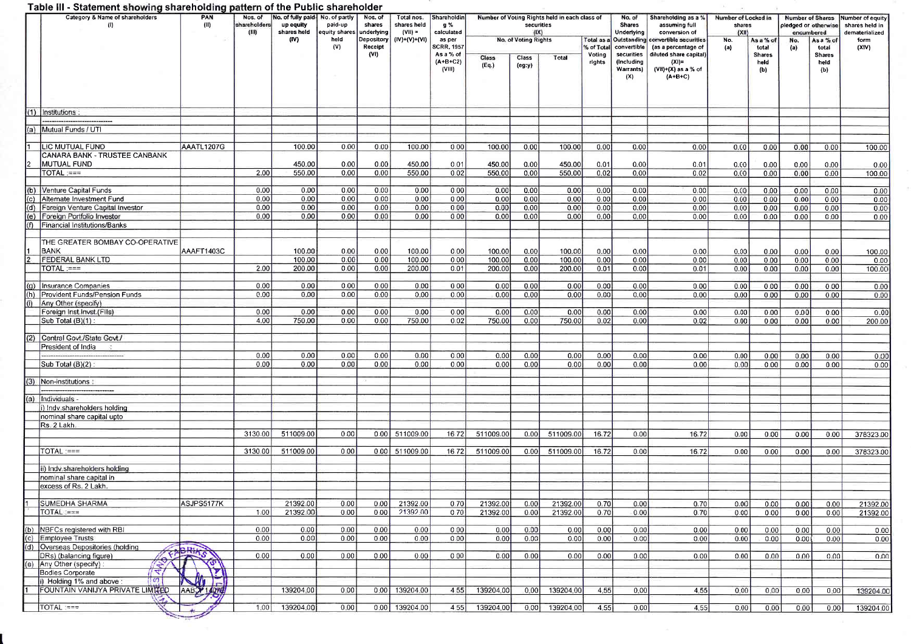## Table III - Statement showing shareholding pattern of the Public shareholder

| | Category & Name of shareholders (I) | PAN (II) | Nos. of shareholders (III) | No. of fully paid-up equity shares held (IV) | No. of partly paid-up equity shares held (V) | Nos. of shares underlying Depository Receipt (VI) | Total nos. shares held (VII) = (IV)+(V)+(VI) | Shareholding % calculated as per SCRR, 1957 As a % of (A+B+C2) (VIII) | Number of Voting Rights held in each class of securities (IX) | | | | No. of Shares Underlying Outstanding convertible securities (Including Warrants) (X) | Shareholding as a % assuming full conversion of convertible securities (as a percentage of diluted share capital) (XI)= (VII)+(X) as a % of (A+B+C) | Number of Locked in shares (XII) | | Number of Shares pledged or otherwise encumbered | | Number of equity shares held in dematerialized form (XIV) |
|---|---|---|---|---|---|---|---|---|---|---|---|---|---|---|---|---|---|---|---|
| | | | | | | | | | No. of Voting Rights | | | Total as a % of Total Voting rights | | | No. (a) | As a % of total Shares held (b) | No. (a) | As a % of total Shares held (b) | |
| | | | | | | | | | Class (Eq.) | Class (eg:y) | Total | | | | | | | | |
| (1) | Institutions : | | | | | | | | | | | | | | | | | | |
| | ---------------------------- | | | | | | | | | | | | | | | | | | |
| (a) | Mutual Funds / UTI | | | | | | | | | | | | | | | | | | |
| 1 | LIC MUTUAL FUND | AAATL1207G | | 100.00 | 0.00 | 0.00 | 100.00 | 0.00 | 100.00 | 0.00 | 100.00 | 0.00 | 0.00 | 0.00 | 0.00 | 0.00 | 0.00 | 0.00 | 100.00 |
| 2 | CANARA BANK - TRUSTEE CANBANK MUTUAL FUND | | | 450.00 | 0.00 | 0.00 | 450.00 | 0.01 | 450.00 | 0.00 | 450.00 | 0.01 | 0.00 | 0.01 | 0.00 | 0.00 | 0.00 | 0.00 | 0.00 |
| | TOTAL :=== | | 2.00 | 550.00 | 0.00 | 0.00 | 550.00 | 0.02 | 550.00 | 0.00 | 550.00 | 0.02 | 0.00 | 0.02 | 0.00 | 0.00 | 0.00 | 0.00 | 100.00 |
| (b) | Venture Capital Funds | | 0.00 | 0.00 | 0.00 | 0.00 | 0.00 | 0.00 | 0.00 | 0.00 | 0.00 | 0.00 | 0.00 | 0.00 | 0.00 | 0.00 | 0.00 | 0.00 | 0.00 |
| (c) | Alternate Investment Fund | | 0.00 | 0.00 | 0.00 | 0.00 | 0.00 | 0.00 | 0.00 | 0.00 | 0.00 | 0.00 | 0.00 | 0.00 | 0.00 | 0.00 | 0.00 | 0.00 | 0.00 |
| (d) | Foreign Venture Capital Investor | | 0.00 | 0.00 | 0.00 | 0.00 | 0.00 | 0.00 | 0.00 | 0.00 | 0.00 | 0.00 | 0.00 | 0.00 | 0.00 | 0.00 | 0.00 | 0.00 | 0.00 |
| (e) | Foreign Portfolio Investor | | 0.00 | 0.00 | 0.00 | 0.00 | 0.00 | 0.00 | 0.00 | 0.00 | 0.00 | 0.00 | 0.00 | 0.00 | 0.00 | 0.00 | 0.00 | 0.00 | 0.00 |
| (f) | Financial Institutions/Banks | | | | | | | | | | | | | | | | | | |
| 1 | THE GREATER BOMBAY CO-OPERATIVE BANK | AAAFT1403C | | 100.00 | 0.00 | 0.00 | 100.00 | 0.00 | 100.00 | 0.00 | 100.00 | 0.00 | 0.00 | 0.00 | 0.00 | 0.00 | 0.00 | 0.00 | 100.00 |
| 2 | FEDERAL BANK LTD | | | 100.00 | 0.00 | 0.00 | 100.00 | 0.00 | 100.00 | 0.00 | 100.00 | 0.00 | 0.00 | 0.00 | 0.00 | 0.00 | 0.00 | 0.00 | 0.00 |
| | TOTAL :=== | | 2.00 | 200.00 | 0.00 | 0.00 | 200.00 | 0.01 | 200.00 | 0.00 | 200.00 | 0.01 | 0.00 | 0.01 | 0.00 | 0.00 | 0.00 | 0.00 | 100.00 |
| (g) | Insurance Companies | | 0.00 | 0.00 | 0.00 | 0.00 | 0.00 | 0.00 | 0.00 | 0.00 | 0.00 | 0.00 | 0.00 | 0.00 | 0.00 | 0.00 | 0.00 | 0.00 | 0.00 |
| (h) | Provident Funds/Pension Funds | | 0.00 | 0.00 | 0.00 | 0.00 | 0.00 | 0.00 | 0.00 | 0.00 | 0.00 | 0.00 | 0.00 | 0.00 | 0.00 | 0.00 | 0.00 | 0.00 | 0.00 |
| (i) | Any Other (specify) | | | | | | | | | | | | | | | | | | |
| | Foreign Inst.Invst.(FIIs) | | 0.00 | 0.00 | 0.00 | 0.00 | 0.00 | 0.00 | 0.00 | 0.00 | 0.00 | 0.00 | 0.00 | 0.00 | 0.00 | 0.00 | 0.00 | 0.00 | 0.00 |
| | Sub Total (B)(1) : | | 4.00 | 750.00 | 0.00 | 0.00 | 750.00 | 0.02 | 750.00 | 0.00 | 750.00 | 0.02 | 0.00 | 0.02 | 0.00 | 0.00 | 0.00 | 0.00 | 200.00 |
| (2) | Central Govt./State Govt./ President of India : | | | | | | | | | | | | | | | | | | |
| | ---------------------------- | | 0.00 | 0.00 | 0.00 | 0.00 | 0.00 | 0.00 | 0.00 | 0.00 | 0.00 | 0.00 | 0.00 | 0.00 | 0.00 | 0.00 | 0.00 | 0.00 | 0.00 |
| | Sub Total (B)(2) : | | 0.00 | 0.00 | 0.00 | 0.00 | 0.00 | 0.00 | 0.00 | 0.00 | 0.00 | 0.00 | 0.00 | 0.00 | 0.00 | 0.00 | 0.00 | 0.00 | 0.00 |
| (3) | Non-institutions : | | | | | | | | | | | | | | | | | | |
| | ---------------------------- | | | | | | | | | | | | | | | | | | |
| (a) | Individuals - i) Indv.shareholders holding nominal share capital upto Rs. 2 Lakh. | | 3130.00 | 511009.00 | 0.00 | 0.00 | 511009.00 | 16.72 | 511009.00 | 0.00 | 511009.00 | 16.72 | 0.00 | 16.72 | 0.00 | 0.00 | 0.00 | 0.00 | 378323.00 |
| | TOTAL :=== | | 3130.00 | 511009.00 | 0.00 | 0.00 | 511009.00 | 16.72 | 511009.00 | 0.00 | 511009.00 | 16.72 | 0.00 | 16.72 | 0.00 | 0.00 | 0.00 | 0.00 | 378323.00 |
| | ii) Indv.shareholders holding nominal share capital in excess of Rs. 2 Lakh. | | | | | | | | | | | | | | | | | | |
| 1 | SUMEDHA SHARMA | ASJPS5177K | | 21392.00 | 0.00 | 0.00 | 21392.00 | 0.70 | 21392.00 | 0.00 | 21392.00 | 0.70 | 0.00 | 0.70 | 0.00 | 0.00 | 0.00 | 0.00 | 21392.00 |
| | TOTAL :=== | | 1.00 | 21392.00 | 0.00 | 0.00 | 21392.00 | 0.70 | 21392.00 | 0.00 | 21392.00 | 0.70 | 0.00 | 0.70 | 0.00 | 0.00 | 0.00 | 0.00 | 21392.00 |
| (b) | NBFCs registered with RBI | | 0.00 | 0.00 | 0.00 | 0.00 | 0.00 | 0.00 | 0.00 | 0.00 | 0.00 | 0.00 | 0.00 | 0.00 | 0.00 | 0.00 | 0.00 | 0.00 | 0.00 |
| (c) | Employee Trusts | | 0.00 | 0.00 | 0.00 | 0.00 | 0.00 | 0.00 | 0.00 | 0.00 | 0.00 | 0.00 | 0.00 | 0.00 | 0.00 | 0.00 | 0.00 | 0.00 | 0.00 |
| (d) | Overseas Depositories (holding DRs) (balancing figure) | | 0.00 | 0.00 | 0.00 | 0.00 | 0.00 | 0.00 | 0.00 | 0.00 | 0.00 | 0.00 | 0.00 | 0.00 | 0.00 | 0.00 | 0.00 | 0.00 | 0.00 |
| (e) | Any Other (specify) : Bodies Corporate i) Holding 1% and above : | | | | | | | | | | | | | | | | | | |
| 1 | FOUNTAIN VANIJYA PRIVATE LIMITED | AABC?1407? | | 139204.00 | 0.00 | 0.00 | 139204.00 | 4.55 | 139204.00 | 0.00 | 139204.00 | 4.55 | 0.00 | 4.55 | 0.00 | 0.00 | 0.00 | 0.00 | 139204.00 |
| | TOTAL :=== | | 1.00 | 139204.00 | 0.00 | 0.00 | 139204.00 | 4.55 | 139204.00 | 0.00 | 139204.00 | 4.55 | 0.00 | 4.55 | 0.00 | 0.00 | 0.00 | 0.00 | 139204.00 |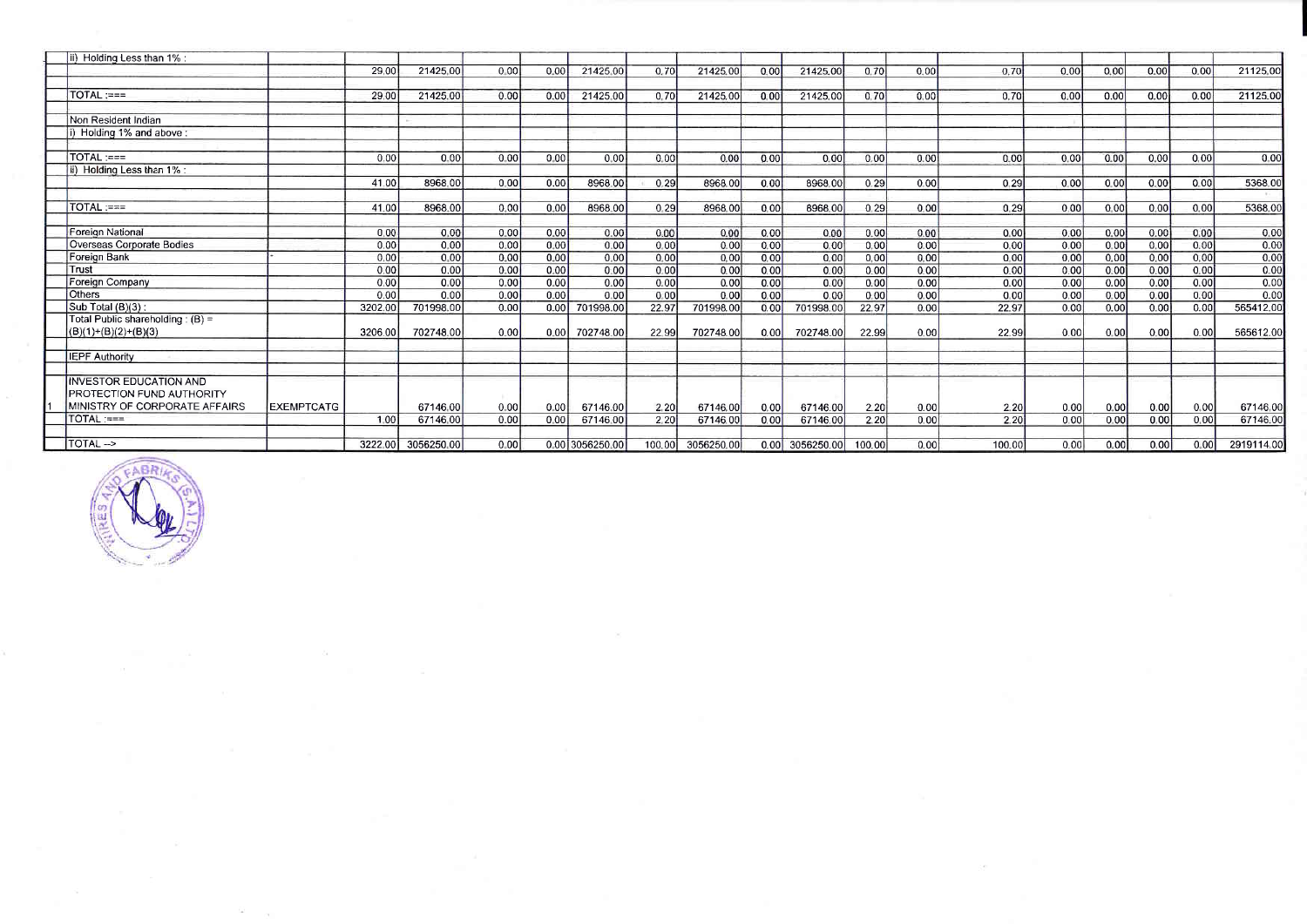| | | | | | | | | | | | | | | | | | | | | |
|---|---|---|---|---|---|---|---|---|---|---|---|---|---|---|---|---|---|---|---|---|
| | ii) Holding Less than 1% : | | | | | | | | | | | | | | | | | | | |
| | | | 29.00 | 21425.00 | 0.00 | 0.00 | 21425.00 | 0.70 | 21425.00 | 0.00 | 21425.00 | 0.70 | 0.00 | 0.70 | 0.00 | 0.00 | 0.00 | 0.00 | 21125.00 |
| | TOTAL :=== | | 29.00 | 21425.00 | 0.00 | 0.00 | 21425.00 | 0.70 | 21425.00 | 0.00 | 21425.00 | 0.70 | 0.00 | 0.70 | 0.00 | 0.00 | 0.00 | 0.00 | 21125.00 |
| | Non Resident Indian | | | | | | | | | | | | | | | | | | |
| | i) Holding 1% and above : | | | | | | | | | | | | | | | | | | |
| | TOTAL :=== | | 0.00 | 0.00 | 0.00 | 0.00 | 0.00 | 0.00 | 0.00 | 0.00 | 0.00 | 0.00 | 0.00 | 0.00 | 0.00 | 0.00 | 0.00 | 0.00 | 0.00 |
| | ii) Holding Less than 1% : | | | | | | | | | | | | | | | | | | |
| | | | 41.00 | 8968.00 | 0.00 | 0.00 | 8968.00 | 0.29 | 8968.00 | 0.00 | 8968.00 | 0.29 | 0.00 | 0.29 | 0.00 | 0.00 | 0.00 | 0.00 | 5368.00 |
| | TOTAL :=== | | 41.00 | 8968.00 | 0.00 | 0.00 | 8968.00 | 0.29 | 8968.00 | 0.00 | 8968.00 | 0.29 | 0.00 | 0.29 | 0.00 | 0.00 | 0.00 | 0.00 | 5368.00 |
| | Foreign National | | 0.00 | 0.00 | 0.00 | 0.00 | 0.00 | 0.00 | 0.00 | 0.00 | 0.00 | 0.00 | 0.00 | 0.00 | 0.00 | 0.00 | 0.00 | 0.00 | 0.00 |
| | Overseas Corporate Bodies | | 0.00 | 0.00 | 0.00 | 0.00 | 0.00 | 0.00 | 0.00 | 0.00 | 0.00 | 0.00 | 0.00 | 0.00 | 0.00 | 0.00 | 0.00 | 0.00 | 0.00 |
| | Foreign Bank | | 0.00 | 0.00 | 0.00 | 0.00 | 0.00 | 0.00 | 0.00 | 0.00 | 0.00 | 0.00 | 0.00 | 0.00 | 0.00 | 0.00 | 0.00 | 0.00 | 0.00 |
| | Trust | | 0.00 | 0.00 | 0.00 | 0.00 | 0.00 | 0.00 | 0.00 | 0.00 | 0.00 | 0.00 | 0.00 | 0.00 | 0.00 | 0.00 | 0.00 | 0.00 | 0.00 |
| | Foreign Company | | 0.00 | 0.00 | 0.00 | 0.00 | 0.00 | 0.00 | 0.00 | 0.00 | 0.00 | 0.00 | 0.00 | 0.00 | 0.00 | 0.00 | 0.00 | 0.00 | 0.00 |
| | Others | | 0.00 | 0.00 | 0.00 | 0.00 | 0.00 | 0.00 | 0.00 | 0.00 | 0.00 | 0.00 | 0.00 | 0.00 | 0.00 | 0.00 | 0.00 | 0.00 | 0.00 |
| | Sub Total (B)(3) : | | 3202.00 | 701998.00 | 0.00 | 0.00 | 701998.00 | 22.97 | 701998.00 | 0.00 | 701998.00 | 22.97 | 0.00 | 22.97 | 0.00 | 0.00 | 0.00 | 0.00 | 565412.00 |
| | Total Public shareholding : (B) = (B)(1)+(B)(2)+(B)(3) | | 3206.00 | 702748.00 | 0.00 | 0.00 | 702748.00 | 22.99 | 702748.00 | 0.00 | 702748.00 | 22.99 | 0.00 | 22.99 | 0.00 | 0.00 | 0.00 | 0.00 | 565612.00 |
| | IEPF Authority | | | | | | | | | | | | | | | | | | |
| 1 | INVESTOR EDUCATION AND PROTECTION FUND AUTHORITY MINISTRY OF CORPORATE AFFAIRS | EXEMPTCATG | | 67146.00 | 0.00 | 0.00 | 67146.00 | 2.20 | 67146.00 | 0.00 | 67146.00 | 2.20 | 0.00 | 2.20 | 0.00 | 0.00 | 0.00 | 0.00 | 67146.00 |
| | TOTAL :=== | | 1.00 | 67146.00 | 0.00 | 0.00 | 67146.00 | 2.20 | 67146.00 | 0.00 | 67146.00 | 2.20 | 0.00 | 2.20 | 0.00 | 0.00 | 0.00 | 0.00 | 67146.00 |
| | TOTAL --> | | 3222.00 | 3056250.00 | 0.00 | 0.00 | 3056250.00 | 100.00 | 3056250.00 | 0.00 | 3056250.00 | 100.00 | 0.00 | 100.00 | 0.00 | 0.00 | 0.00 | 0.00 | 2919114.00 |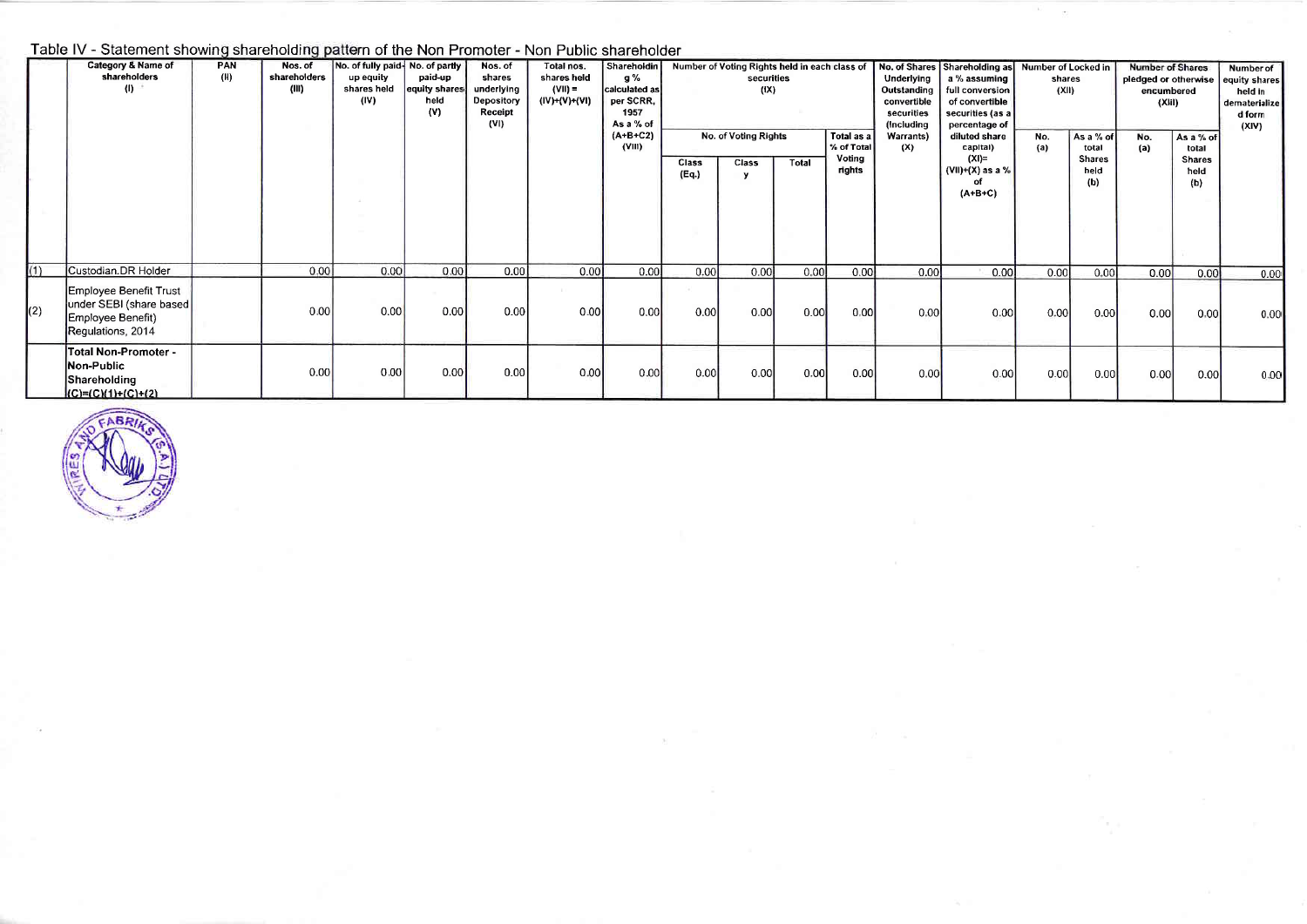Table IV - Statement showing shareholding pattern of the Non Promoter - Non Public shareholder

| | Category & Name of shareholders (I) | PAN (II) | Nos. of shareholders (III) | No. of fully paid-up equity shares held (IV) | No. of partly paid-up equity shares held (V) | Nos. of shares underlying Depository Receipt (VI) | Total nos. shares held (VII) = (IV)+(V)+(VI) | Shareholding % calculated as per SCRR, 1957 As a % of (A+B+C2) (VIII) | Number of Voting Rights held in each class of securities (IX) | | | | No. of Shares Underlying Outstanding convertible securities (Including Warrants) (X) | Shareholding as a % assuming full conversion of convertible securities (as a percentage of diluted share capital) (XI)= (VII)+(X) as a % of (A+B+C) | Number of Locked in shares (XII) | | Number of Shares pledged or otherwise encumbered (XIII) | | Number of equity shares held in dematerialized form (XIV) |
|---|---|---|---|---|---|---|---|---|---|---|---|---|---|---|---|---|---|---|---|
| | | | | | | | | | No. of Voting Rights | | | Total as a % of Total Voting rights | | | No. (a) | As a % of total Shares held (b) | No. (a) | As a % of total Shares held (b) | |
| | | | | | | | | | Class (Eq.) | Class y | Total | | | | | | | | |
| (1) | Custodian.DR Holder | | 0.00 | 0.00 | 0.00 | 0.00 | 0.00 | 0.00 | 0.00 | 0.00 | 0.00 | 0.00 | 0.00 | 0.00 | 0.00 | 0.00 | 0.00 | 0.00 | 0.00 |
| (2) | Employee Benefit Trust under SEBI (share based Employee Benefit) Regulations, 2014 | | 0.00 | 0.00 | 0.00 | 0.00 | 0.00 | 0.00 | 0.00 | 0.00 | 0.00 | 0.00 | 0.00 | 0.00 | 0.00 | 0.00 | 0.00 | 0.00 | 0.00 |
| | **Total Non-Promoter - Non-Public Shareholding (C)=(C)(1)+(C)+(2)** | | 0.00 | 0.00 | 0.00 | 0.00 | 0.00 | 0.00 | 0.00 | 0.00 | 0.00 | 0.00 | 0.00 | 0.00 | 0.00 | 0.00 | 0.00 | 0.00 | 0.00 |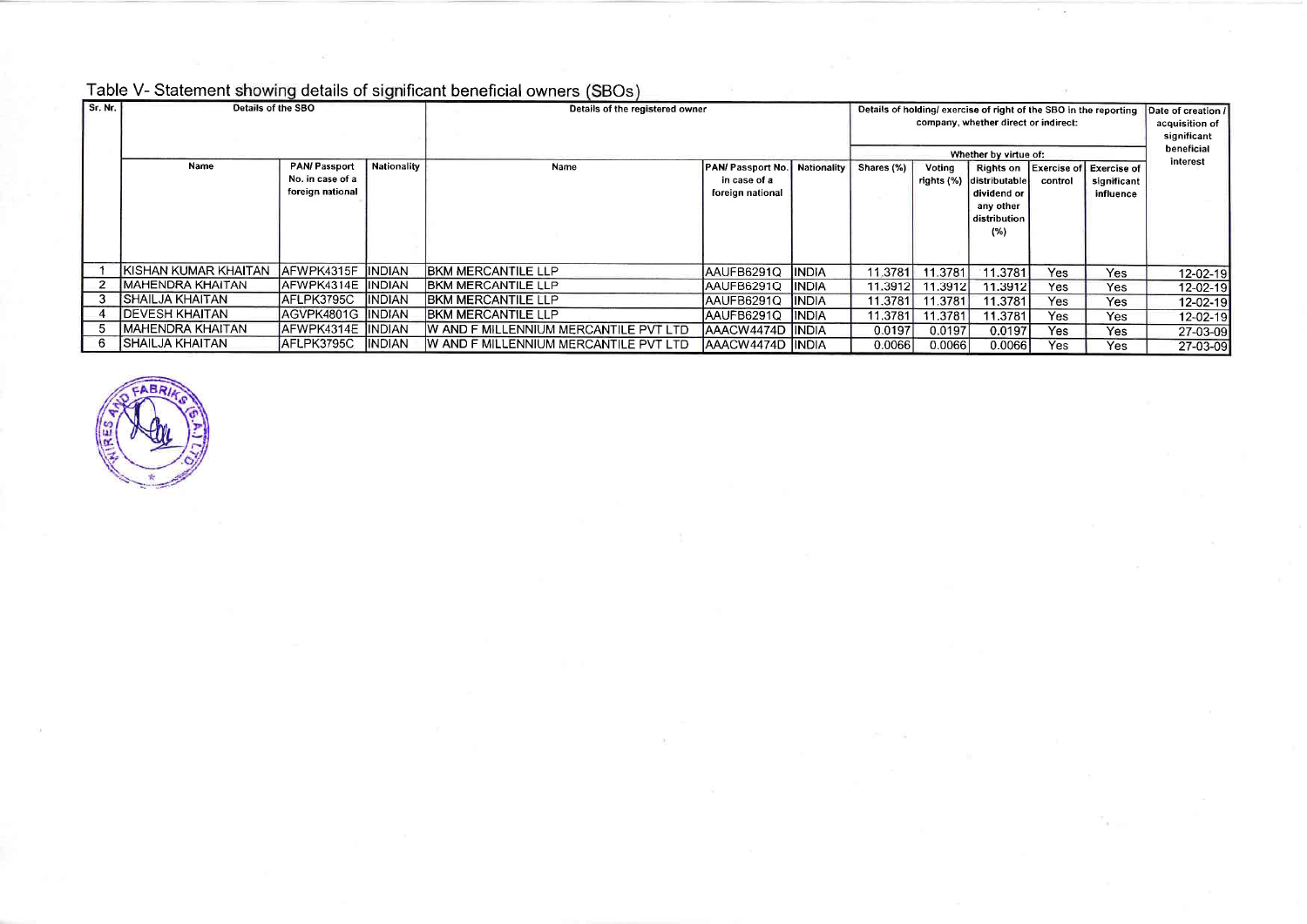## Table V- Statement showing details of significant beneficial owners (SBOs)

| Sr. Nr. | Details of the SBO | | | Details of the registered owner | | | Details of holding/ exercise of right of the SBO in the reporting company, whether direct or indirect: | | | | | Date of creation / acquisition of significant beneficial interest |
|---|---|---|---|---|---|---|---|---|---|---|---|---|
| | | | | | | | Whether by virtue of: | | | | | |
| | Name | PAN/ Passport No. in case of a foreign national | Nationality | Name | PAN/ Passport No. in case of a foreign national | Nationality | Shares (%) | Voting rights (%) | Rights on distributable dividend or any other distribution (%) | Exercise of control | Exercise of significant influence | |
| 1 | KISHAN KUMAR KHAITAN | AFWPK4315F | INDIAN | BKM MERCANTILE LLP | AAUFB6291Q | INDIA | 11.3781 | 11.3781 | 11.3781 | Yes | Yes | 12-02-19 |
| 2 | MAHENDRA KHAITAN | AFWPK4314E | INDIAN | BKM MERCANTILE LLP | AAUFB6291Q | INDIA | 11.3912 | 11.3912 | 11.3912 | Yes | Yes | 12-02-19 |
| 3 | SHAILJA KHAITAN | AFLPK3795C | INDIAN | BKM MERCANTILE LLP | AAUFB6291Q | INDIA | 11.3781 | 11.3781 | 11.3781 | Yes | Yes | 12-02-19 |
| 4 | DEVESH KHAITAN | AGVPK4801G | INDIAN | BKM MERCANTILE LLP | AAUFB6291Q | INDIA | 11.3781 | 11.3781 | 11.3781 | Yes | Yes | 12-02-19 |
| 5 | MAHENDRA KHAITAN | AFWPK4314E | INDIAN | W AND F MILLENNIUM MERCANTILE PVT LTD | AAACW4474D | INDIA | 0.0197 | 0.0197 | 0.0197 | Yes | Yes | 27-03-09 |
| 6 | SHAILJA KHAITAN | AFLPK3795C | INDIAN | W AND F MILLENNIUM MERCANTILE PVT LTD | AAACW4474D | INDIA | 0.0066 | 0.0066 | 0.0066 | Yes | Yes | 27-03-09 |

WIRES AND FABRIKS (S.A.) LTD